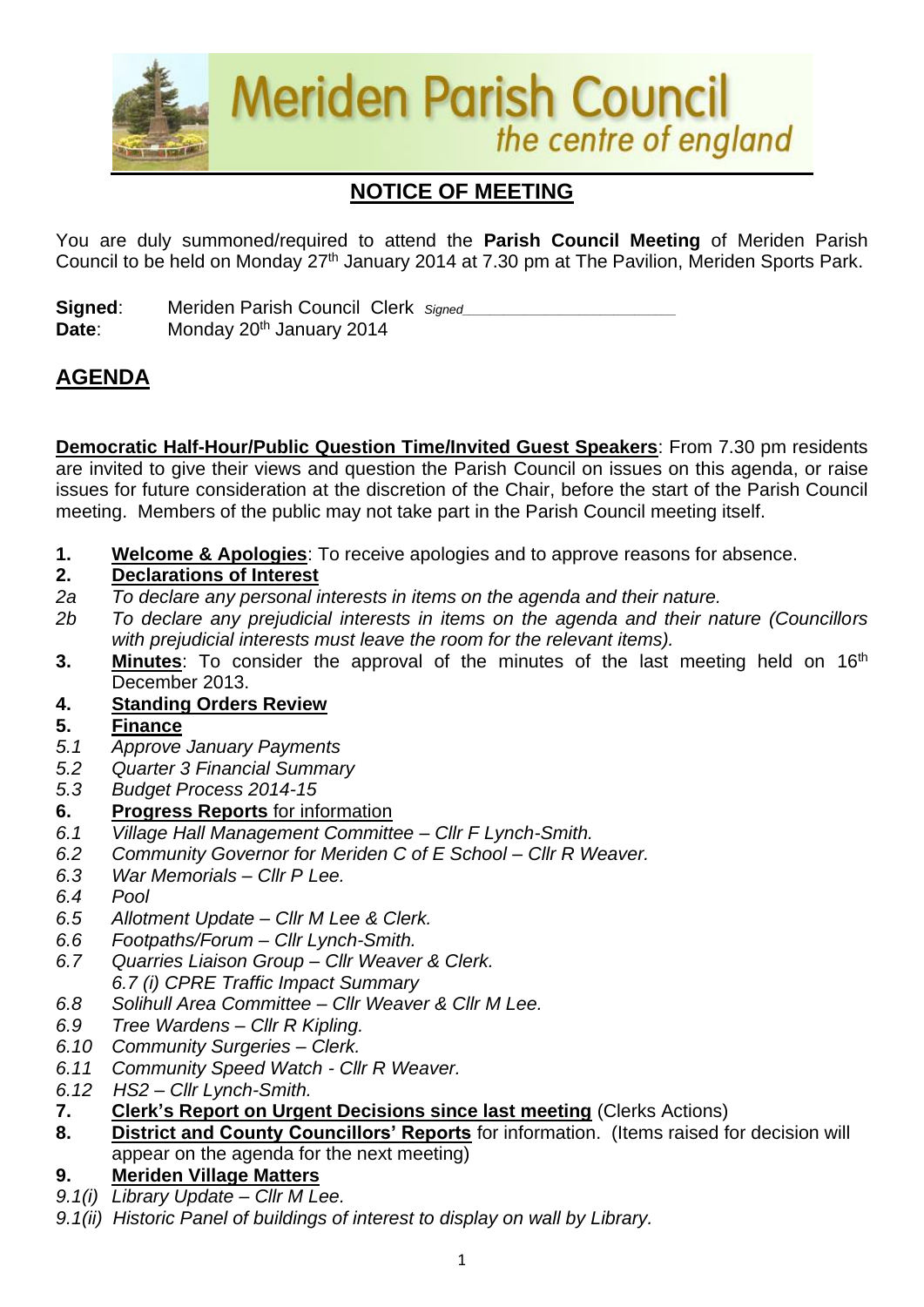# Meriden Parish Council

*the centre of england*

## NOTICE OF MEETING

You are duly summoned/required to attend the **Parish Council Meeting** of Meriden Parish Council to be held on Monday 27th January 2014 at 7.30 pm at The Pavilion, Meriden Sports Park.

**Signed**: Meriden Parish Council Clerk *Signed*\_\_\_\_\_\_\_\_\_\_\_\_\_\_\_\_\_\_\_\_\_\_\_\_

**Date**: Monday 20th January 2014

## AGENDA

**Democratic Half-Hour/Public Question Time/Invited Guest Speakers**: From 7.30 pm residents are invited to give their views and question the Parish Council on issues on this agenda, or raise issues for future consideration at the discretion of the Chair, before the start of the Parish Council meeting. Members of the public may not take part in the Parish Council meeting itself.

**1.** **Welcome & Apologies**: To receive apologies and to approve reasons for absence.

**2.** **Declarations of Interest**

*2a* *To declare any personal interests in items on the agenda and their nature.*

*2b* *To declare any prejudicial interests in items on the agenda and their nature (Councillors with prejudicial interests must leave the room for the relevant items).*

**3.** **Minutes**: To consider the approval of the minutes of the last meeting held on 16th December 2013.

**4.** **Standing Orders Review**

**5.** **Finance**

*5.1* *Approve January Payments*

*5.2* *Quarter 3 Financial Summary*

*5.3* *Budget Process 2014-15*

**6.** **Progress Reports** for information

*6.1* *Village Hall Management Committee – Cllr F Lynch-Smith.*

*6.2* *Community Governor for Meriden C of E School – Cllr R Weaver.*

*6.3* *War Memorials – Cllr P Lee.*

*6.4* *Pool*

*6.5* *Allotment Update – Cllr M Lee & Clerk.*

*6.6* *Footpaths/Forum – Cllr Lynch-Smith.*

*6.7* *Quarries Liaison Group – Cllr Weaver & Clerk.*

*6.7 (i) CPRE Traffic Impact Summary*

*6.8* *Solihull Area Committee – Cllr Weaver & Cllr M Lee.*

*6.9* *Tree Wardens – Cllr R Kipling.*

*6.10* *Community Surgeries – Clerk.*

*6.11* *Community Speed Watch - Cllr R Weaver.*

*6.12* *HS2 – Cllr Lynch-Smith.*

**7.** **Clerk's Report on Urgent Decisions since last meeting** (Clerks Actions)

**8.** **District and County Councillors' Reports** for information. (Items raised for decision will appear on the agenda for the next meeting)

**9.** **Meriden Village Matters**

*9.1(i)* *Library Update – Cllr M Lee.*

*9.1(ii)* *Historic Panel of buildings of interest to display on wall by Library.*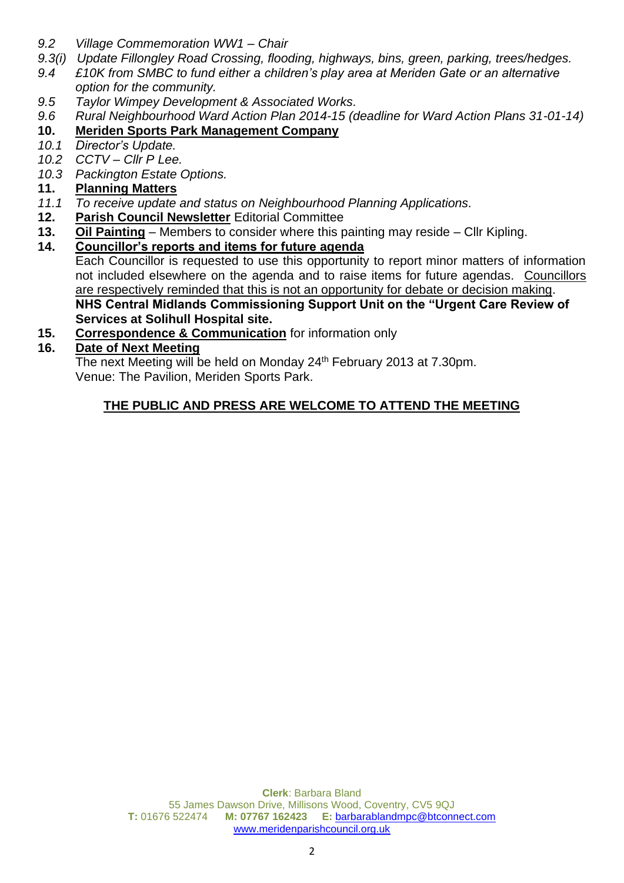*9.2 Village Commemoration WW1 – Chair*
*9.3(i) Update Fillongley Road Crossing, flooding, highways, bins, green, parking, trees/hedges.*
*9.4 £10K from SMBC to fund either a children's play area at Meriden Gate or an alternative option for the community.*
*9.5 Taylor Wimpey Development & Associated Works.*
*9.6 Rural Neighbourhood Ward Action Plan 2014-15 (deadline for Ward Action Plans 31-01-14)*

**10. Meriden Sports Park Management Company**

*10.1 Director's Update.*
*10.2 CCTV – Cllr P Lee.*
*10.3 Packington Estate Options.*

**11. Planning Matters**

*11.1 To receive update and status on Neighbourhood Planning Applications.*

**12. Parish Council Newsletter** Editorial Committee

**13. Oil Painting** – Members to consider where this painting may reside – Cllr Kipling.

**14. Councillor's reports and items for future agenda**

Each Councillor is requested to use this opportunity to report minor matters of information not included elsewhere on the agenda and to raise items for future agendas. Councillors are respectively reminded that this is not an opportunity for debate or decision making.

**NHS Central Midlands Commissioning Support Unit on the "Urgent Care Review of Services at Solihull Hospital site.**

**15. Correspondence & Communication** for information only

**16. Date of Next Meeting**

The next Meeting will be held on Monday 24th February 2013 at 7.30pm.
Venue: The Pavilion, Meriden Sports Park.

**THE PUBLIC AND PRESS ARE WELCOME TO ATTEND THE MEETING**

**Clerk**: Barbara Bland
55 James Dawson Drive, Millisons Wood, Coventry, CV5 9QJ
**T:** 01676 522474 **M: 07767 162423 E:** barbarablandmpc@btconnect.com
www.meridenparishcouncil.org.uk